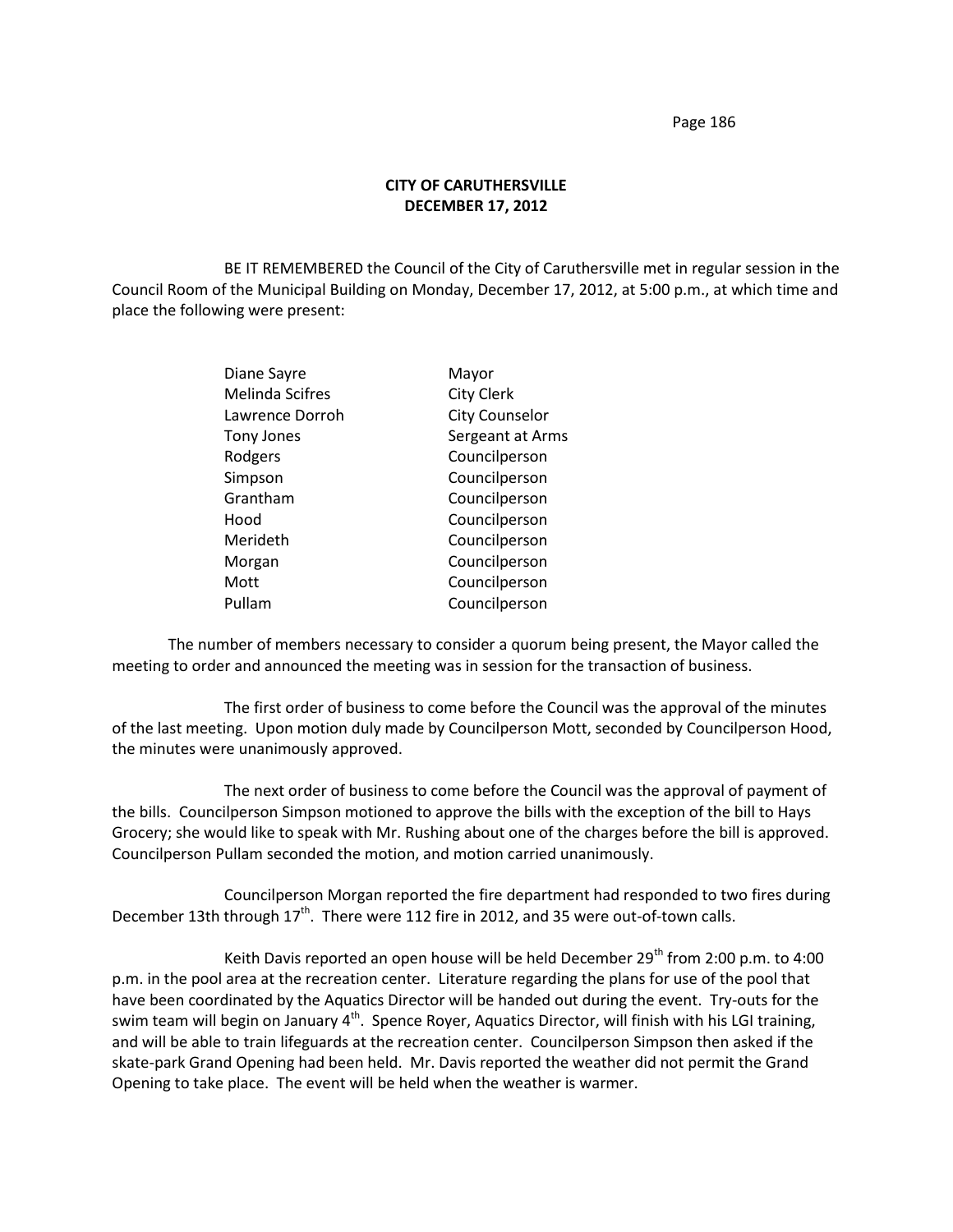# CITY OF CARUTHERSVILLE
## DECEMBER 17, 2012

BE IT REMEMBERED the Council of the City of Caruthersville met in regular session in the Council Room of the Municipal Building on Monday, December 17, 2012, at 5:00 p.m., at which time and place the following were present:

| | |
|---|---|
| Diane Sayre | Mayor |
| Melinda Scifres | City Clerk |
| Lawrence Dorroh | City Counselor |
| Tony Jones | Sergeant at Arms |
| Rodgers | Councilperson |
| Simpson | Councilperson |
| Grantham | Councilperson |
| Hood | Councilperson |
| Merideth | Councilperson |
| Morgan | Councilperson |
| Mott | Councilperson |
| Pullam | Councilperson |

The number of members necessary to consider a quorum being present, the Mayor called the meeting to order and announced the meeting was in session for the transaction of business.

The first order of business to come before the Council was the approval of the minutes of the last meeting. Upon motion duly made by Councilperson Mott, seconded by Councilperson Hood, the minutes were unanimously approved.

The next order of business to come before the Council was the approval of payment of the bills. Councilperson Simpson motioned to approve the bills with the exception of the bill to Hays Grocery; she would like to speak with Mr. Rushing about one of the charges before the bill is approved. Councilperson Pullam seconded the motion, and motion carried unanimously.

Councilperson Morgan reported the fire department had responded to two fires during December 13th through 17th. There were 112 fire in 2012, and 35 were out-of-town calls.

Keith Davis reported an open house will be held December 29th from 2:00 p.m. to 4:00 p.m. in the pool area at the recreation center. Literature regarding the plans for use of the pool that have been coordinated by the Aquatics Director will be handed out during the event. Try-outs for the swim team will begin on January 4th. Spence Royer, Aquatics Director, will finish with his LGI training, and will be able to train lifeguards at the recreation center. Councilperson Simpson then asked if the skate-park Grand Opening had been held. Mr. Davis reported the weather did not permit the Grand Opening to take place. The event will be held when the weather is warmer.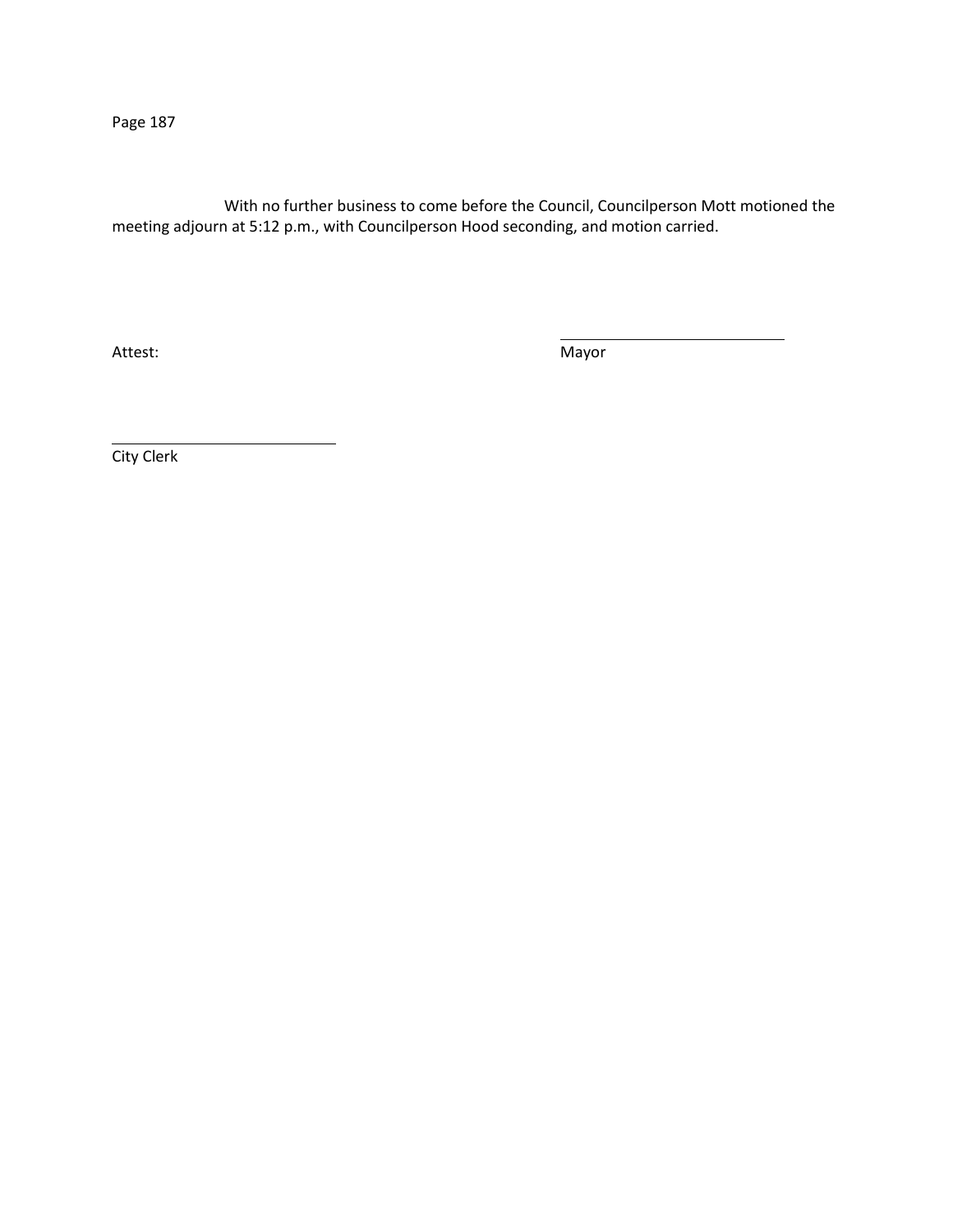With no further business to come before the Council, Councilperson Mott motioned the meeting adjourn at 5:12 p.m., with Councilperson Hood seconding, and motion carried.

Attest: \_\_\_\_\_\_\_\_\_\_\_\_\_\_\_\_\_\_\_\_\_\_\_\_\_\_\_\_\_\_

Mayor

\_\_\_\_\_\_\_\_\_\_\_\_\_\_\_\_\_\_\_\_\_\_\_\_\_\_\_\_\_\_

City Clerk